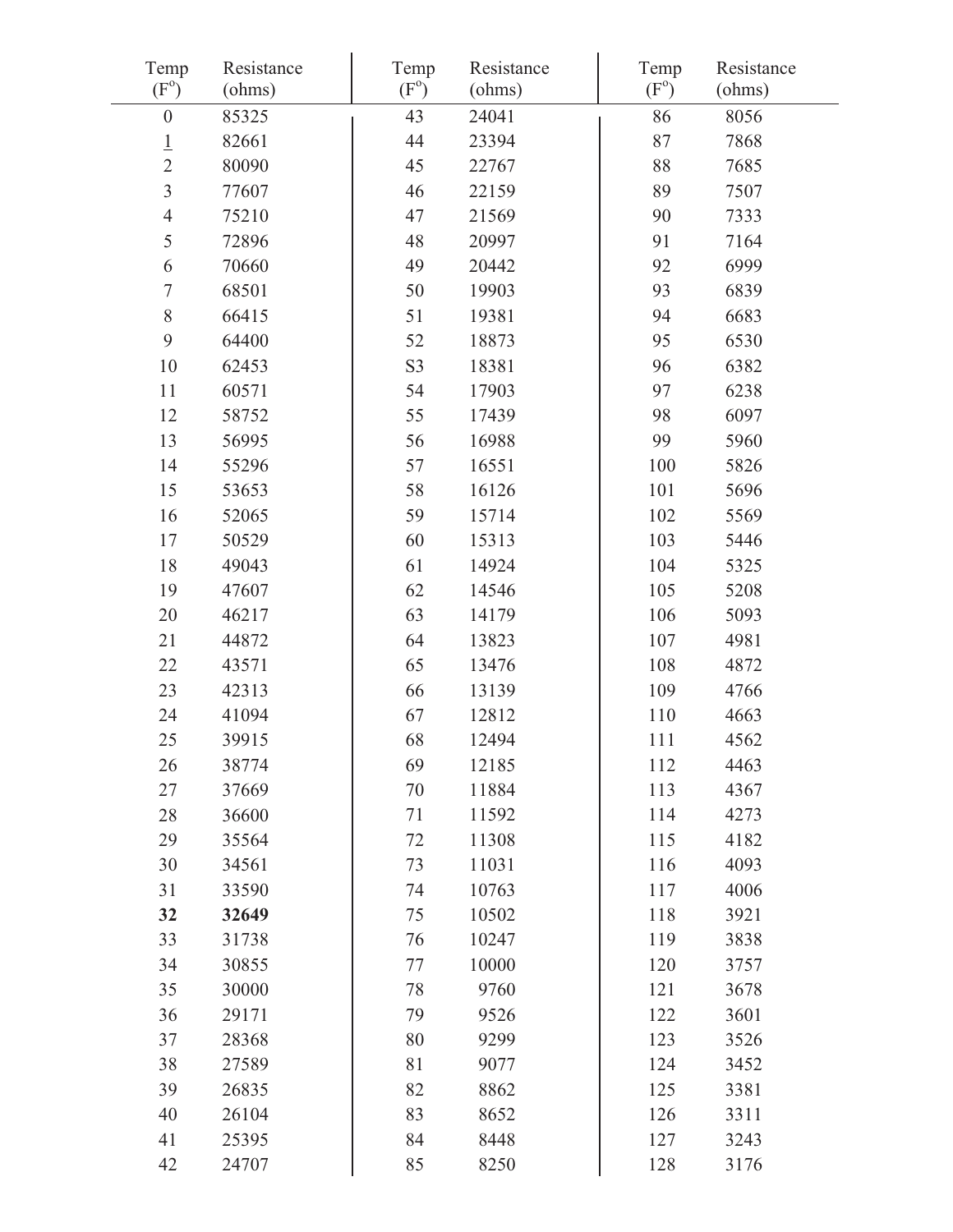| Temp (F°) | Resistance (ohms) | Temp (F°) | Resistance (ohms) | Temp (F°) | Resistance (ohms) |
|---|---|---|---|---|---|
| 0 | 85325 | 43 | 24041 | 86 | 8056 |
| 1 | 82661 | 44 | 23394 | 87 | 7868 |
| 2 | 80090 | 45 | 22767 | 88 | 7685 |
| 3 | 77607 | 46 | 22159 | 89 | 7507 |
| 4 | 75210 | 47 | 21569 | 90 | 7333 |
| 5 | 72896 | 48 | 20997 | 91 | 7164 |
| 6 | 70660 | 49 | 20442 | 92 | 6999 |
| 7 | 68501 | 50 | 19903 | 93 | 6839 |
| 8 | 66415 | 51 | 19381 | 94 | 6683 |
| 9 | 64400 | 52 | 18873 | 95 | 6530 |
| 10 | 62453 | S3 | 18381 | 96 | 6382 |
| 11 | 60571 | 54 | 17903 | 97 | 6238 |
| 12 | 58752 | 55 | 17439 | 98 | 6097 |
| 13 | 56995 | 56 | 16988 | 99 | 5960 |
| 14 | 55296 | 57 | 16551 | 100 | 5826 |
| 15 | 53653 | 58 | 16126 | 101 | 5696 |
| 16 | 52065 | 59 | 15714 | 102 | 5569 |
| 17 | 50529 | 60 | 15313 | 103 | 5446 |
| 18 | 49043 | 61 | 14924 | 104 | 5325 |
| 19 | 47607 | 62 | 14546 | 105 | 5208 |
| 20 | 46217 | 63 | 14179 | 106 | 5093 |
| 21 | 44872 | 64 | 13823 | 107 | 4981 |
| 22 | 43571 | 65 | 13476 | 108 | 4872 |
| 23 | 42313 | 66 | 13139 | 109 | 4766 |
| 24 | 41094 | 67 | 12812 | 110 | 4663 |
| 25 | 39915 | 68 | 12494 | 111 | 4562 |
| 26 | 38774 | 69 | 12185 | 112 | 4463 |
| 27 | 37669 | 70 | 11884 | 113 | 4367 |
| 28 | 36600 | 71 | 11592 | 114 | 4273 |
| 29 | 35564 | 72 | 11308 | 115 | 4182 |
| 30 | 34561 | 73 | 11031 | 116 | 4093 |
| 31 | 33590 | 74 | 10763 | 117 | 4006 |
| **32** | **32649** | 75 | 10502 | 118 | 3921 |
| 33 | 31738 | 76 | 10247 | 119 | 3838 |
| 34 | 30855 | 77 | 10000 | 120 | 3757 |
| 35 | 30000 | 78 | 9760 | 121 | 3678 |
| 36 | 29171 | 79 | 9526 | 122 | 3601 |
| 37 | 28368 | 80 | 9299 | 123 | 3526 |
| 38 | 27589 | 81 | 9077 | 124 | 3452 |
| 39 | 26835 | 82 | 8862 | 125 | 3381 |
| 40 | 26104 | 83 | 8652 | 126 | 3311 |
| 41 | 25395 | 84 | 8448 | 127 | 3243 |
| 42 | 24707 | 85 | 8250 | 128 | 3176 |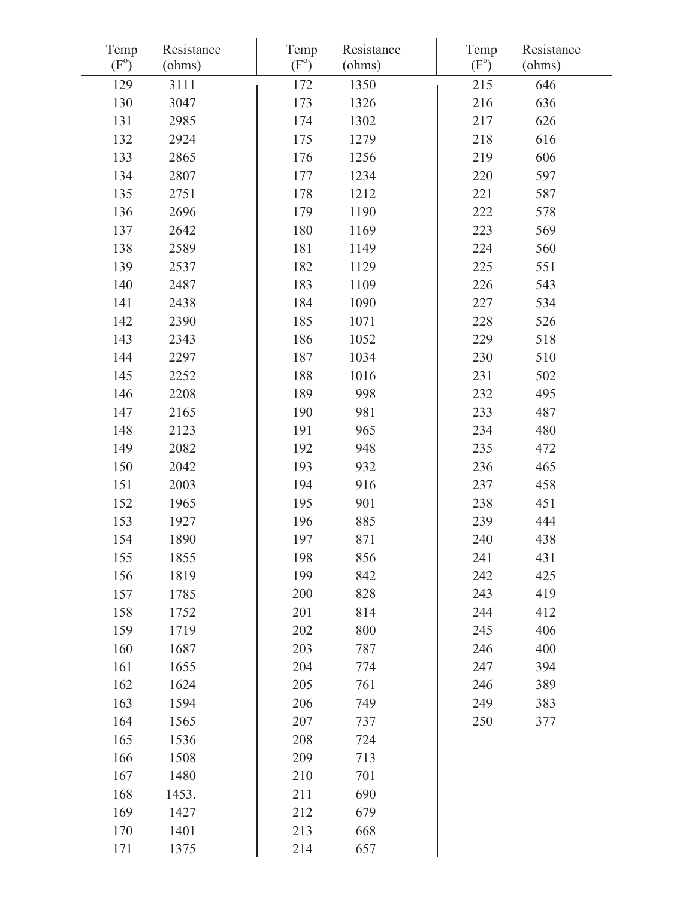| Temp (F$^{o}$) | Resistance (ohms) | Temp (F$^{o}$) | Resistance (ohms) | Temp (F$^{o}$) | Resistance (ohms) |
|---|---|---|---|---|---|
| 129 | 3111 | 172 | 1350 | 215 | 646 |
| 130 | 3047 | 173 | 1326 | 216 | 636 |
| 131 | 2985 | 174 | 1302 | 217 | 626 |
| 132 | 2924 | 175 | 1279 | 218 | 616 |
| 133 | 2865 | 176 | 1256 | 219 | 606 |
| 134 | 2807 | 177 | 1234 | 220 | 597 |
| 135 | 2751 | 178 | 1212 | 221 | 587 |
| 136 | 2696 | 179 | 1190 | 222 | 578 |
| 137 | 2642 | 180 | 1169 | 223 | 569 |
| 138 | 2589 | 181 | 1149 | 224 | 560 |
| 139 | 2537 | 182 | 1129 | 225 | 551 |
| 140 | 2487 | 183 | 1109 | 226 | 543 |
| 141 | 2438 | 184 | 1090 | 227 | 534 |
| 142 | 2390 | 185 | 1071 | 228 | 526 |
| 143 | 2343 | 186 | 1052 | 229 | 518 |
| 144 | 2297 | 187 | 1034 | 230 | 510 |
| 145 | 2252 | 188 | 1016 | 231 | 502 |
| 146 | 2208 | 189 | 998 | 232 | 495 |
| 147 | 2165 | 190 | 981 | 233 | 487 |
| 148 | 2123 | 191 | 965 | 234 | 480 |
| 149 | 2082 | 192 | 948 | 235 | 472 |
| 150 | 2042 | 193 | 932 | 236 | 465 |
| 151 | 2003 | 194 | 916 | 237 | 458 |
| 152 | 1965 | 195 | 901 | 238 | 451 |
| 153 | 1927 | 196 | 885 | 239 | 444 |
| 154 | 1890 | 197 | 871 | 240 | 438 |
| 155 | 1855 | 198 | 856 | 241 | 431 |
| 156 | 1819 | 199 | 842 | 242 | 425 |
| 157 | 1785 | 200 | 828 | 243 | 419 |
| 158 | 1752 | 201 | 814 | 244 | 412 |
| 159 | 1719 | 202 | 800 | 245 | 406 |
| 160 | 1687 | 203 | 787 | 246 | 400 |
| 161 | 1655 | 204 | 774 | 247 | 394 |
| 162 | 1624 | 205 | 761 | 246 | 389 |
| 163 | 1594 | 206 | 749 | 249 | 383 |
| 164 | 1565 | 207 | 737 | 250 | 377 |
| 165 | 1536 | 208 | 724 | | |
| 166 | 1508 | 209 | 713 | | |
| 167 | 1480 | 210 | 701 | | |
| 168 | 1453. | 211 | 690 | | |
| 169 | 1427 | 212 | 679 | | |
| 170 | 1401 | 213 | 668 | | |
| 171 | 1375 | 214 | 657 | | |